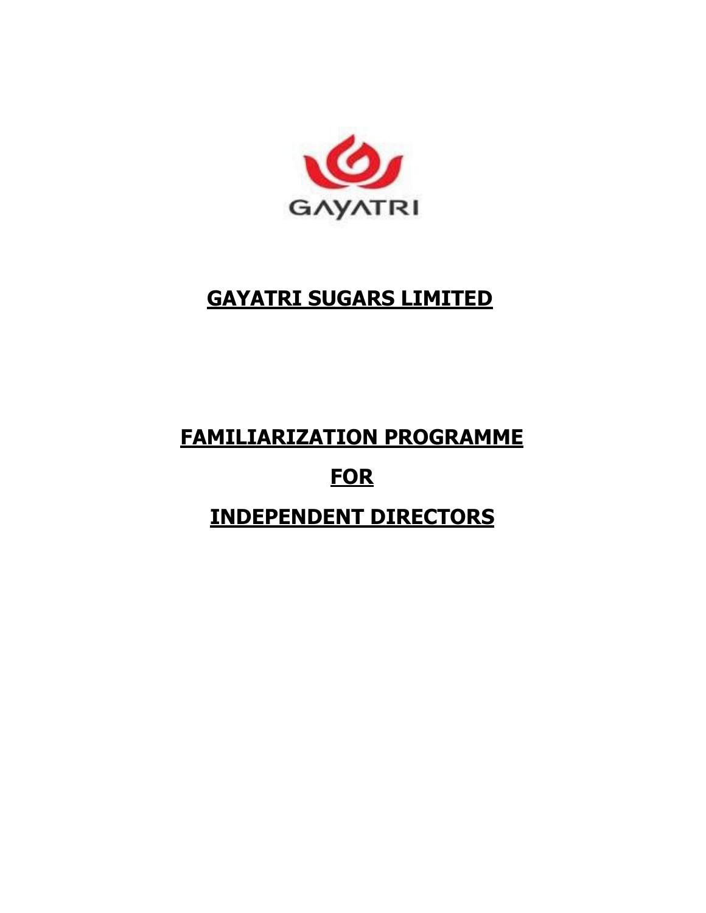GAYATRI

# GAYATRI SUGARS LIMITED

# FAMILIARIZATION PROGRAMME

# FOR

# INDEPENDENT DIRECTORS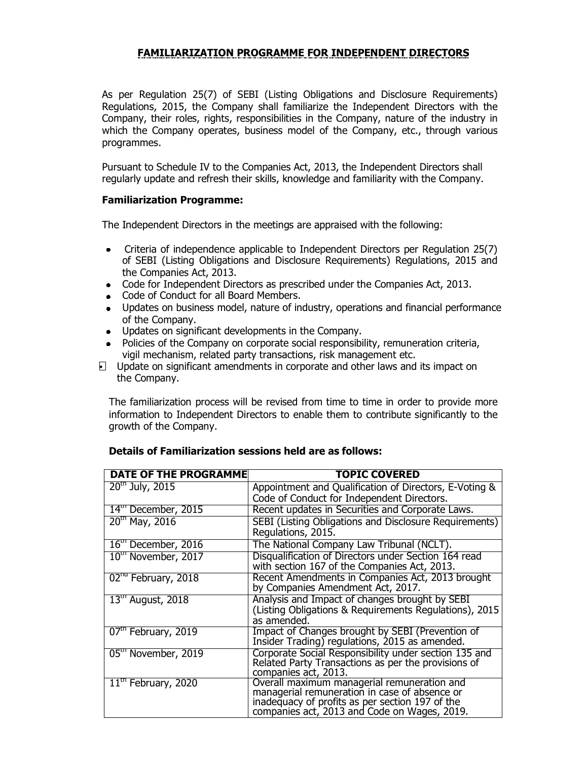# FAMILIARIZATION PROGRAMME FOR INDEPENDENT DIRECTORS

As per Regulation 25(7) of SEBI (Listing Obligations and Disclosure Requirements) Regulations, 2015, the Company shall familiarize the Independent Directors with the Company, their roles, rights, responsibilities in the Company, nature of the industry in which the Company operates, business model of the Company, etc., through various programmes.

Pursuant to Schedule IV to the Companies Act, 2013, the Independent Directors shall regularly update and refresh their skills, knowledge and familiarity with the Company.

**Familiarization Programme:**

The Independent Directors in the meetings are appraised with the following:

- Criteria of independence applicable to Independent Directors per Regulation 25(7) of SEBI (Listing Obligations and Disclosure Requirements) Regulations, 2015 and the Companies Act, 2013.
- Code for Independent Directors as prescribed under the Companies Act, 2013.
- Code of Conduct for all Board Members.
- Updates on business model, nature of industry, operations and financial performance of the Company.
- Updates on significant developments in the Company.
- Policies of the Company on corporate social responsibility, remuneration criteria, vigil mechanism, related party transactions, risk management etc.
- Update on significant amendments in corporate and other laws and its impact on the Company.

The familiarization process will be revised from time to time in order to provide more information to Independent Directors to enable them to contribute significantly to the growth of the Company.

**Details of Familiarization sessions held are as follows:**

| DATE OF THE PROGRAMME | TOPIC COVERED |
|---|---|
| 20th July, 2015 | Appointment and Qualification of Directors, E-Voting & Code of Conduct for Independent Directors. |
| 14th December, 2015 | Recent updates in Securities and Corporate Laws. |
| 20th May, 2016 | SEBI (Listing Obligations and Disclosure Requirements) Regulations, 2015. |
| 16th December, 2016 | The National Company Law Tribunal (NCLT). |
| 10th November, 2017 | Disqualification of Directors under Section 164 read with section 167 of the Companies Act, 2013. |
| 02nd February, 2018 | Recent Amendments in Companies Act, 2013 brought by Companies Amendment Act, 2017. |
| 13th August, 2018 | Analysis and Impact of changes brought by SEBI (Listing Obligations & Requirements Regulations), 2015 as amended. |
| 07th February, 2019 | Impact of Changes brought by SEBI (Prevention of Insider Trading) regulations, 2015 as amended. |
| 05th November, 2019 | Corporate Social Responsibility under section 135 and Related Party Transactions as per the provisions of companies act, 2013. |
| 11th February, 2020 | Overall maximum managerial remuneration and managerial remuneration in case of absence or inadequacy of profits as per section 197 of the companies act, 2013 and Code on Wages, 2019. |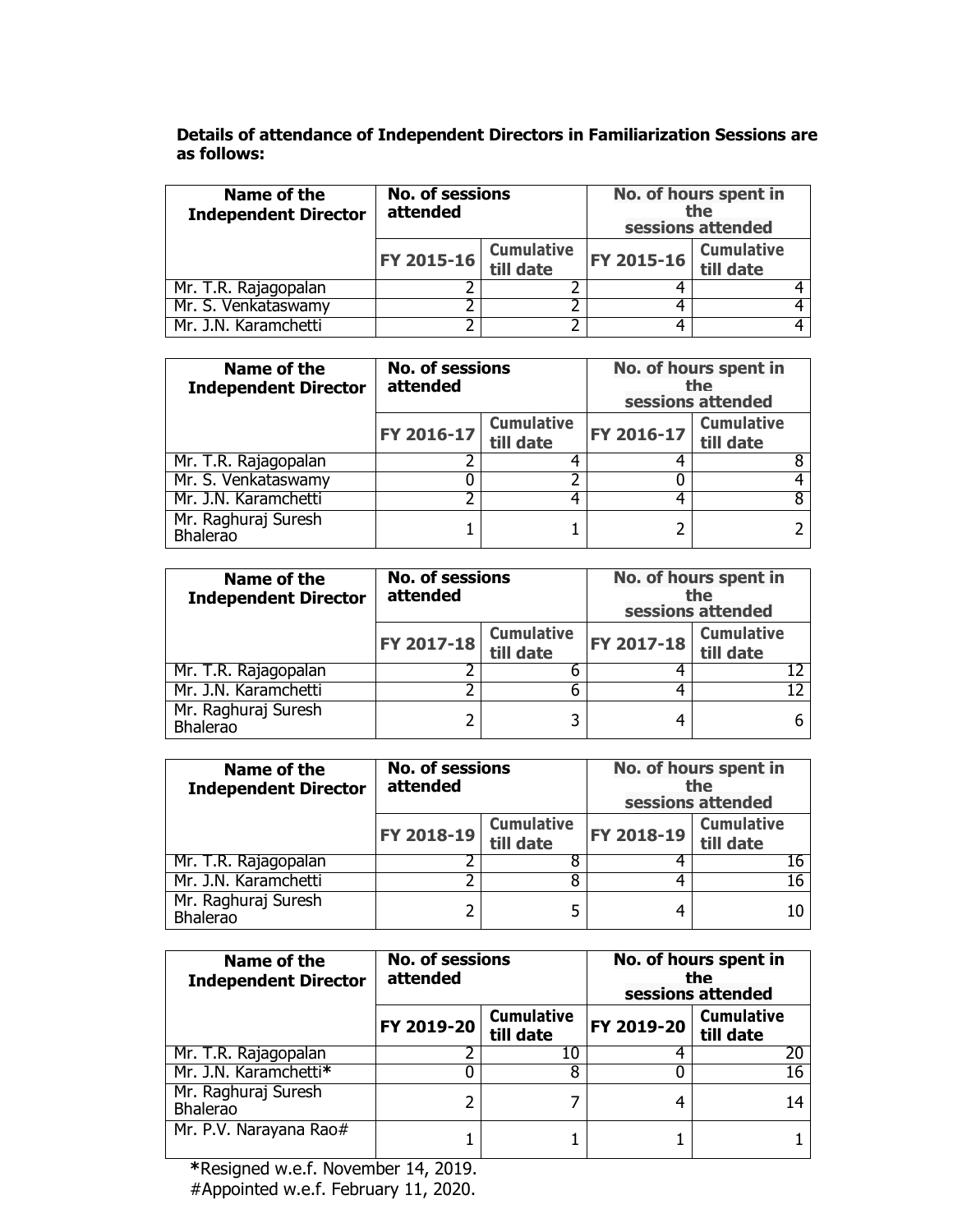**Details of attendance of Independent Directors in Familiarization Sessions are as follows:**

| Name of the Independent Director | No. of sessions attended | | No. of hours spent in the sessions attended | |
|---|---|---|---|---|
| | FY 2015-16 | Cumulative till date | FY 2015-16 | Cumulative till date |
| Mr. T.R. Rajagopalan | 2 | 2 | 4 | 4 |
| Mr. S. Venkataswamy | 2 | 2 | 4 | 4 |
| Mr. J.N. Karamchetti | 2 | 2 | 4 | 4 |

| Name of the Independent Director | No. of sessions attended | | No. of hours spent in the sessions attended | |
|---|---|---|---|---|
| | FY 2016-17 | Cumulative till date | FY 2016-17 | Cumulative till date |
| Mr. T.R. Rajagopalan | 2 | 4 | 4 | 8 |
| Mr. S. Venkataswamy | 0 | 2 | 0 | 4 |
| Mr. J.N. Karamchetti | 2 | 4 | 4 | 8 |
| Mr. Raghuraj Suresh Bhalerao | 1 | 1 | 2 | 2 |

| Name of the Independent Director | No. of sessions attended | | No. of hours spent in the sessions attended | |
|---|---|---|---|---|
| | FY 2017-18 | Cumulative till date | FY 2017-18 | Cumulative till date |
| Mr. T.R. Rajagopalan | 2 | 6 | 4 | 12 |
| Mr. J.N. Karamchetti | 2 | 6 | 4 | 12 |
| Mr. Raghuraj Suresh Bhalerao | 2 | 3 | 4 | 6 |

| Name of the Independent Director | No. of sessions attended | | No. of hours spent in the sessions attended | |
|---|---|---|---|---|
| | FY 2018-19 | Cumulative till date | FY 2018-19 | Cumulative till date |
| Mr. T.R. Rajagopalan | 2 | 8 | 4 | 16 |
| Mr. J.N. Karamchetti | 2 | 8 | 4 | 16 |
| Mr. Raghuraj Suresh Bhalerao | 2 | 5 | 4 | 10 |

| Name of the Independent Director | No. of sessions attended | | No. of hours spent in the sessions attended | |
|---|---|---|---|---|
| | FY 2019-20 | Cumulative till date | FY 2019-20 | Cumulative till date |
| Mr. T.R. Rajagopalan | 2 | 10 | 4 | 20 |
| Mr. J.N. Karamchetti* | 0 | 8 | 0 | 16 |
| Mr. Raghuraj Suresh Bhalerao | 2 | 7 | 4 | 14 |
| Mr. P.V. Narayana Rao# | 1 | 1 | 1 | 1 |

***Resigned w.e.f. November 14, 2019.

#Appointed w.e.f. February 11, 2020.